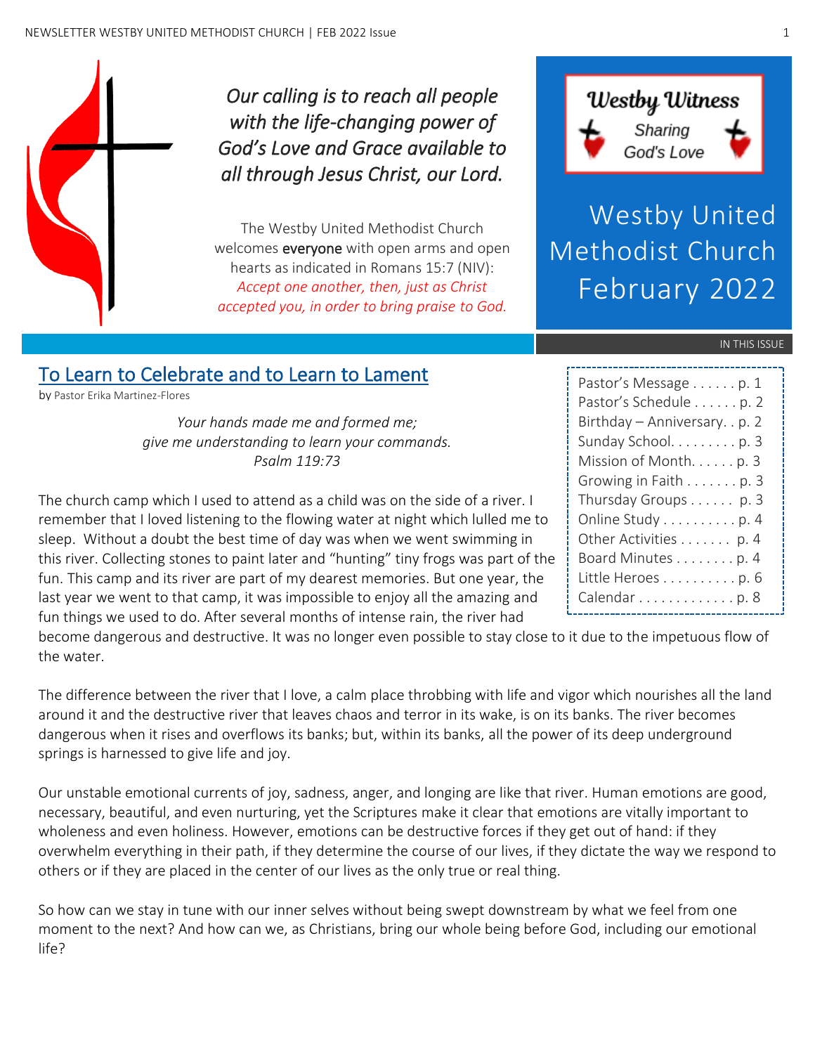*Our calling is to reach all people with the life-changing power of God's Love and Grace available to all through Jesus Christ, our Lord.*

The Westby United Methodist Church welcomes **everyone** with open arms and open hearts as indicated in Romans 15:7 (NIV): *Accept one another, then, just as Christ accepted you, in order to bring praise to God.*

**Westby Witness**
Sharing God's Love

# Westby United Methodist Church February 2022

IN THIS ISSUE

- Pastor's Message . . . . . . p. 1
- Pastor's Schedule . . . . . . p. 2
- Birthday – Anniversary. . p. 2
- Sunday School. . . . . . . . . p. 3
- Mission of Month. . . . . . p. 3
- Growing in Faith . . . . . . . p. 3
- Thursday Groups . . . . . . p. 3
- Online Study . . . . . . . . . . p. 4
- Other Activities . . . . . . . p. 4
- Board Minutes . . . . . . . . p. 4
- Little Heroes . . . . . . . . . . p. 6
- Calendar . . . . . . . . . . . . . p. 8

## To Learn to Celebrate and to Learn to Lament

by Pastor Erika Martinez-Flores

*Your hands made me and formed me;*
*give me understanding to learn your commands.*
*Psalm 119:73*

The church camp which I used to attend as a child was on the side of a river. I remember that I loved listening to the flowing water at night which lulled me to sleep. Without a doubt the best time of day was when we went swimming in this river. Collecting stones to paint later and "hunting" tiny frogs was part of the fun. This camp and its river are part of my dearest memories. But one year, the last year we went to that camp, it was impossible to enjoy all the amazing and fun things we used to do. After several months of intense rain, the river had become dangerous and destructive. It was no longer even possible to stay close to it due to the impetuous flow of the water.

The difference between the river that I love, a calm place throbbing with life and vigor which nourishes all the land around it and the destructive river that leaves chaos and terror in its wake, is on its banks. The river becomes dangerous when it rises and overflows its banks; but, within its banks, all the power of its deep underground springs is harnessed to give life and joy.

Our unstable emotional currents of joy, sadness, anger, and longing are like that river. Human emotions are good, necessary, beautiful, and even nurturing, yet the Scriptures make it clear that emotions are vitally important to wholeness and even holiness. However, emotions can be destructive forces if they get out of hand: if they overwhelm everything in their path, if they determine the course of our lives, if they dictate the way we respond to others or if they are placed in the center of our lives as the only true or real thing.

So how can we stay in tune with our inner selves without being swept downstream by what we feel from one moment to the next? And how can we, as Christians, bring our whole being before God, including our emotional life?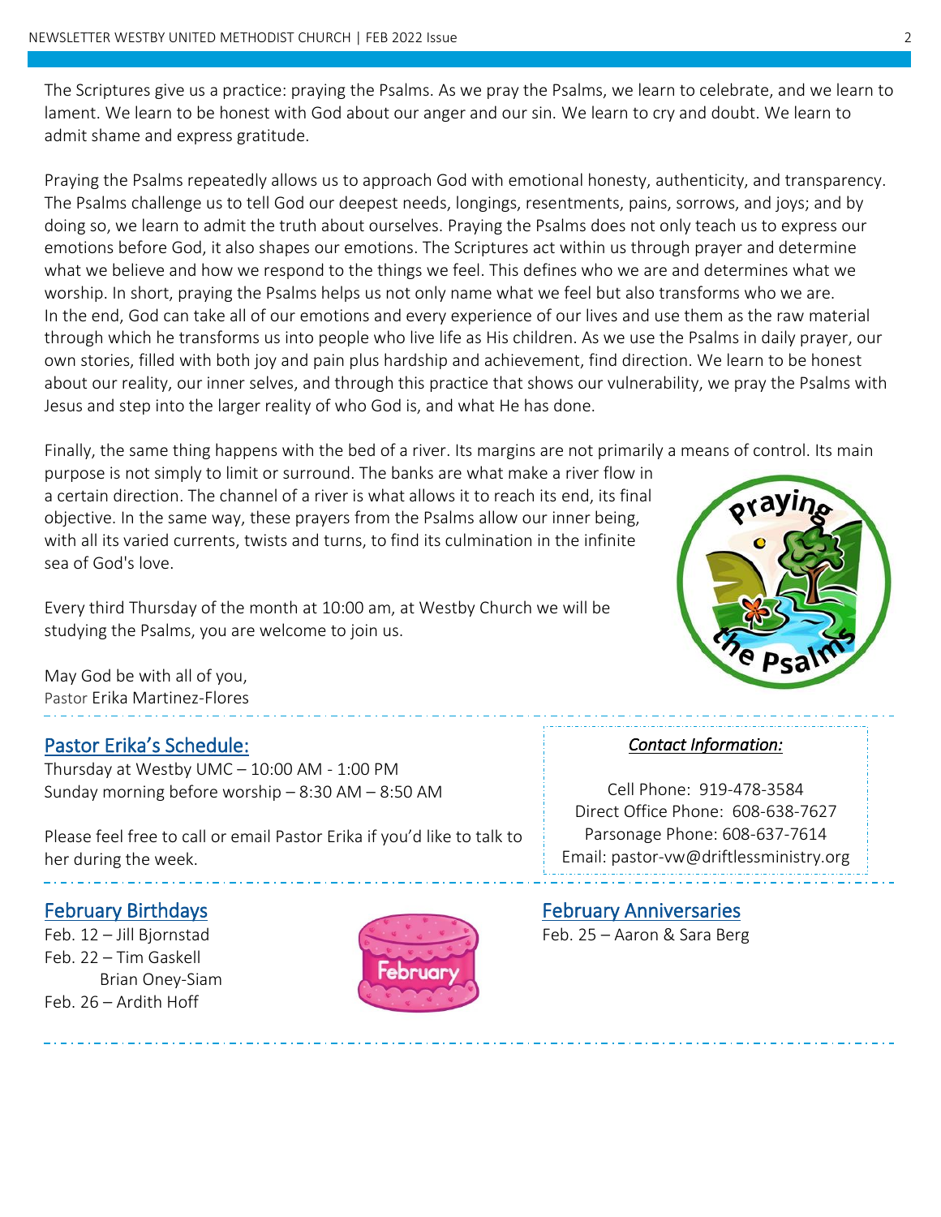The Scriptures give us a practice: praying the Psalms. As we pray the Psalms, we learn to celebrate, and we learn to lament. We learn to be honest with God about our anger and our sin. We learn to cry and doubt. We learn to admit shame and express gratitude.

Praying the Psalms repeatedly allows us to approach God with emotional honesty, authenticity, and transparency. The Psalms challenge us to tell God our deepest needs, longings, resentments, pains, sorrows, and joys; and by doing so, we learn to admit the truth about ourselves. Praying the Psalms does not only teach us to express our emotions before God, it also shapes our emotions. The Scriptures act within us through prayer and determine what we believe and how we respond to the things we feel. This defines who we are and determines what we worship. In short, praying the Psalms helps us not only name what we feel but also transforms who we are. In the end, God can take all of our emotions and every experience of our lives and use them as the raw material through which he transforms us into people who live life as His children. As we use the Psalms in daily prayer, our own stories, filled with both joy and pain plus hardship and achievement, find direction. We learn to be honest about our reality, our inner selves, and through this practice that shows our vulnerability, we pray the Psalms with Jesus and step into the larger reality of who God is, and what He has done.

Finally, the same thing happens with the bed of a river. Its margins are not primarily a means of control. Its main purpose is not simply to limit or surround. The banks are what make a river flow in a certain direction. The channel of a river is what allows it to reach its end, its final objective. In the same way, these prayers from the Psalms allow our inner being, with all its varied currents, twists and turns, to find its culmination in the infinite sea of God's love.

Every third Thursday of the month at 10:00 am, at Westby Church we will be studying the Psalms, you are welcome to join us.

May God be with all of you,
Pastor Erika Martinez-Flores

## Pastor Erika's Schedule:

Thursday at Westby UMC – 10:00 AM - 1:00 PM
Sunday morning before worship – 8:30 AM – 8:50 AM

Please feel free to call or email Pastor Erika if you'd like to talk to her during the week.

*Contact Information:*

Cell Phone: 919-478-3584
Direct Office Phone: 608-638-7627
Parsonage Phone: 608-637-7614
Email: pastor-vw@driftlessministry.org

## February Birthdays

Feb. 12 – Jill Bjornstad
Feb. 22 – Tim Gaskell
Brian Oney-Siam
Feb. 26 – Ardith Hoff

## February Anniversaries

Feb. 25 – Aaron & Sara Berg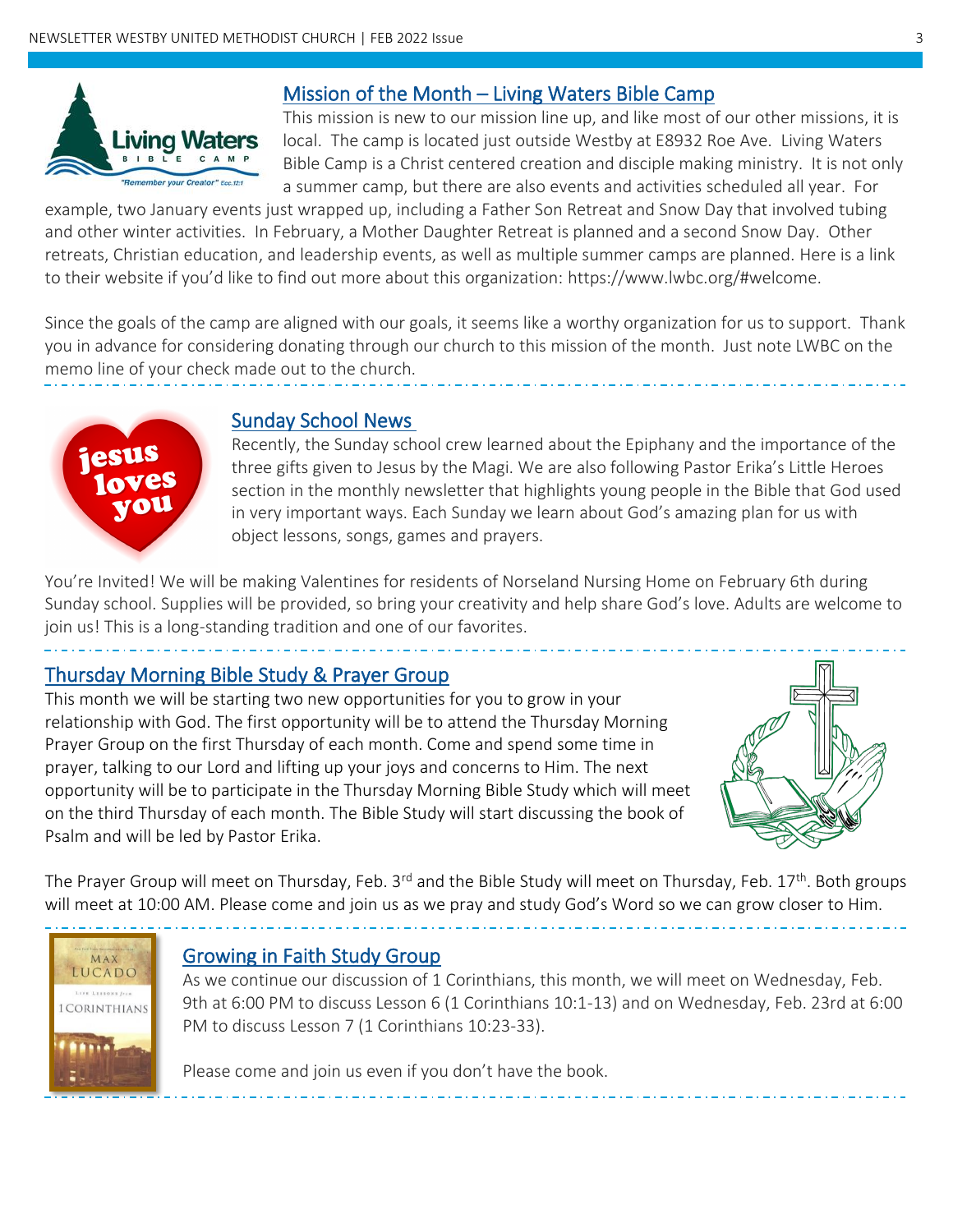## Mission of the Month – Living Waters Bible Camp

This mission is new to our mission line up, and like most of our other missions, it is local. The camp is located just outside Westby at E8932 Roe Ave. Living Waters Bible Camp is a Christ centered creation and disciple making ministry. It is not only a summer camp, but there are also events and activities scheduled all year. For example, two January events just wrapped up, including a Father Son Retreat and Snow Day that involved tubing and other winter activities. In February, a Mother Daughter Retreat is planned and a second Snow Day. Other retreats, Christian education, and leadership events, as well as multiple summer camps are planned. Here is a link to their website if you'd like to find out more about this organization: https://www.lwbc.org/#welcome.

Since the goals of the camp are aligned with our goals, it seems like a worthy organization for us to support. Thank you in advance for considering donating through our church to this mission of the month. Just note LWBC on the memo line of your check made out to the church.

## Sunday School News

Recently, the Sunday school crew learned about the Epiphany and the importance of the three gifts given to Jesus by the Magi. We are also following Pastor Erika's Little Heroes section in the monthly newsletter that highlights young people in the Bible that God used in very important ways. Each Sunday we learn about God's amazing plan for us with object lessons, songs, games and prayers.

You're Invited! We will be making Valentines for residents of Norseland Nursing Home on February 6th during Sunday school. Supplies will be provided, so bring your creativity and help share God's love. Adults are welcome to join us! This is a long-standing tradition and one of our favorites.

## Thursday Morning Bible Study & Prayer Group

This month we will be starting two new opportunities for you to grow in your relationship with God. The first opportunity will be to attend the Thursday Morning Prayer Group on the first Thursday of each month. Come and spend some time in prayer, talking to our Lord and lifting up your joys and concerns to Him. The next opportunity will be to participate in the Thursday Morning Bible Study which will meet on the third Thursday of each month. The Bible Study will start discussing the book of Psalm and will be led by Pastor Erika.

The Prayer Group will meet on Thursday, Feb. 3rd and the Bible Study will meet on Thursday, Feb. 17th. Both groups will meet at 10:00 AM. Please come and join us as we pray and study God's Word so we can grow closer to Him.

## Growing in Faith Study Group

As we continue our discussion of 1 Corinthians, this month, we will meet on Wednesday, Feb. 9th at 6:00 PM to discuss Lesson 6 (1 Corinthians 10:1-13) and on Wednesday, Feb. 23rd at 6:00 PM to discuss Lesson 7 (1 Corinthians 10:23-33).

Please come and join us even if you don't have the book.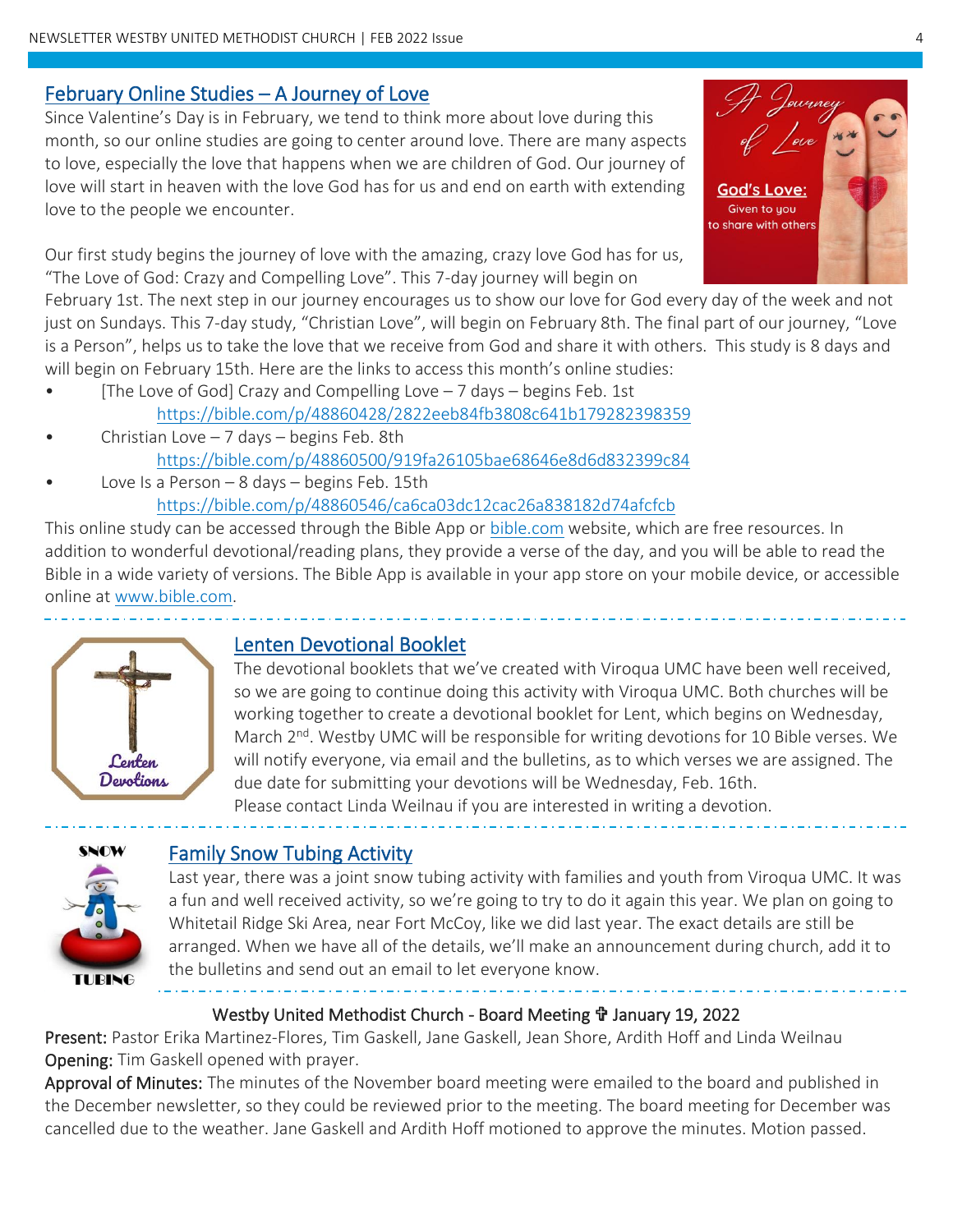## February Online Studies – A Journey of Love

Since Valentine's Day is in February, we tend to think more about love during this month, so our online studies are going to center around love. There are many aspects to love, especially the love that happens when we are children of God. Our journey of love will start in heaven with the love God has for us and end on earth with extending love to the people we encounter.

Our first study begins the journey of love with the amazing, crazy love God has for us, "The Love of God: Crazy and Compelling Love". This 7-day journey will begin on February 1st. The next step in our journey encourages us to show our love for God every day of the week and not just on Sundays. This 7-day study, "Christian Love", will begin on February 8th. The final part of our journey, "Love is a Person", helps us to take the love that we receive from God and share it with others. This study is 8 days and will begin on February 15th. Here are the links to access this month's online studies:

- [The Love of God] Crazy and Compelling Love – 7 days – begins Feb. 1st
  https://bible.com/p/48860428/2822eeb84fb3808c641b179282398359
- Christian Love – 7 days – begins Feb. 8th
  https://bible.com/p/48860500/919fa26105bae68646e8d6d832399c84
- Love Is a Person – 8 days – begins Feb. 15th
  https://bible.com/p/48860546/ca6ca03dc12cac26a838182d74afcfcb

This online study can be accessed through the Bible App or bible.com website, which are free resources. In addition to wonderful devotional/reading plans, they provide a verse of the day, and you will be able to read the Bible in a wide variety of versions. The Bible App is available in your app store on your mobile device, or accessible online at www.bible.com.

## Lenten Devotional Booklet

The devotional booklets that we've created with Viroqua UMC have been well received, so we are going to continue doing this activity with Viroqua UMC. Both churches will be working together to create a devotional booklet for Lent, which begins on Wednesday, March 2nd. Westby UMC will be responsible for writing devotions for 10 Bible verses. We will notify everyone, via email and the bulletins, as to which verses we are assigned. The due date for submitting your devotions will be Wednesday, Feb. 16th.
Please contact Linda Weilnau if you are interested in writing a devotion.

## Family Snow Tubing Activity

Last year, there was a joint snow tubing activity with families and youth from Viroqua UMC. It was a fun and well received activity, so we're going to try to do it again this year. We plan on going to Whitetail Ridge Ski Area, near Fort McCoy, like we did last year. The exact details are still be arranged. When we have all of the details, we'll make an announcement during church, add it to the bulletins and send out an email to let everyone know.

### Westby United Methodist Church - Board Meeting ✞ January 19, 2022

**Present:** Pastor Erika Martinez-Flores, Tim Gaskell, Jane Gaskell, Jean Shore, Ardith Hoff and Linda Weilnau

**Opening:** Tim Gaskell opened with prayer.

**Approval of Minutes:** The minutes of the November board meeting were emailed to the board and published in the December newsletter, so they could be reviewed prior to the meeting. The board meeting for December was cancelled due to the weather. Jane Gaskell and Ardith Hoff motioned to approve the minutes. Motion passed.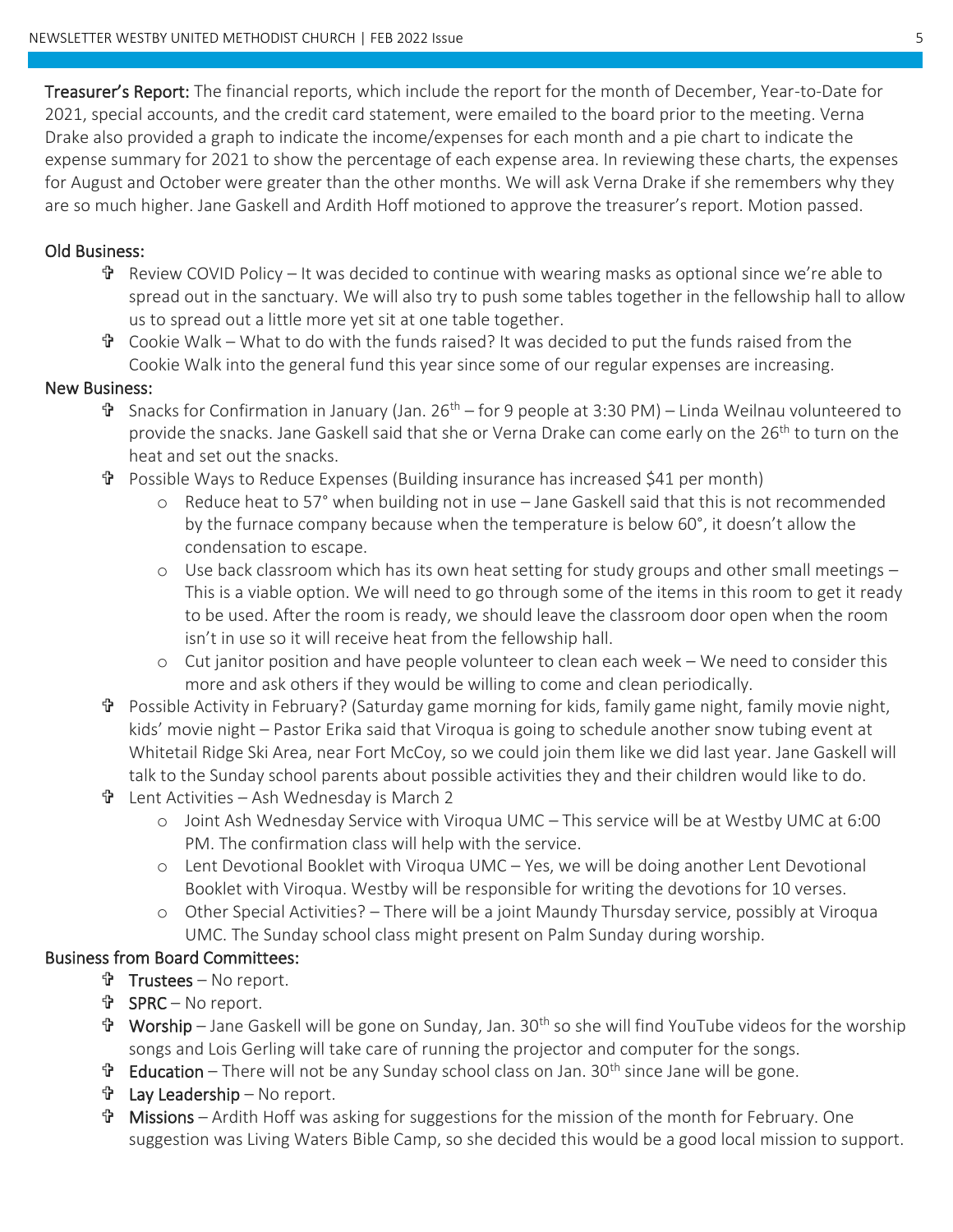**Treasurer's Report:** The financial reports, which include the report for the month of December, Year-to-Date for 2021, special accounts, and the credit card statement, were emailed to the board prior to the meeting. Verna Drake also provided a graph to indicate the income/expenses for each month and a pie chart to indicate the expense summary for 2021 to show the percentage of each expense area. In reviewing these charts, the expenses for August and October were greater than the other months. We will ask Verna Drake if she remembers why they are so much higher. Jane Gaskell and Ardith Hoff motioned to approve the treasurer's report. Motion passed.

**Old Business:**

- Review COVID Policy – It was decided to continue with wearing masks as optional since we're able to spread out in the sanctuary. We will also try to push some tables together in the fellowship hall to allow us to spread out a little more yet sit at one table together.
- Cookie Walk – What to do with the funds raised? It was decided to put the funds raised from the Cookie Walk into the general fund this year since some of our regular expenses are increasing.

**New Business:**

- Snacks for Confirmation in January (Jan. 26th – for 9 people at 3:30 PM) – Linda Weilnau volunteered to provide the snacks. Jane Gaskell said that she or Verna Drake can come early on the 26th to turn on the heat and set out the snacks.
- Possible Ways to Reduce Expenses (Building insurance has increased $41 per month)
  - Reduce heat to 57° when building not in use – Jane Gaskell said that this is not recommended by the furnace company because when the temperature is below 60°, it doesn't allow the condensation to escape.
  - Use back classroom which has its own heat setting for study groups and other small meetings – This is a viable option. We will need to go through some of the items in this room to get it ready to be used. After the room is ready, we should leave the classroom door open when the room isn't in use so it will receive heat from the fellowship hall.
  - Cut janitor position and have people volunteer to clean each week – We need to consider this more and ask others if they would be willing to come and clean periodically.
- Possible Activity in February? (Saturday game morning for kids, family game night, family movie night, kids' movie night – Pastor Erika said that Viroqua is going to schedule another snow tubing event at Whitetail Ridge Ski Area, near Fort McCoy, so we could join them like we did last year. Jane Gaskell will talk to the Sunday school parents about possible activities they and their children would like to do.
- Lent Activities – Ash Wednesday is March 2
  - Joint Ash Wednesday Service with Viroqua UMC – This service will be at Westby UMC at 6:00 PM. The confirmation class will help with the service.
  - Lent Devotional Booklet with Viroqua UMC – Yes, we will be doing another Lent Devotional Booklet with Viroqua. Westby will be responsible for writing the devotions for 10 verses.
  - Other Special Activities? – There will be a joint Maundy Thursday service, possibly at Viroqua UMC. The Sunday school class might present on Palm Sunday during worship.

**Business from Board Committees:**

- **Trustees** – No report.
- **SPRC** – No report.
- **Worship** – Jane Gaskell will be gone on Sunday, Jan. 30th so she will find YouTube videos for the worship songs and Lois Gerling will take care of running the projector and computer for the songs.
- **Education** – There will not be any Sunday school class on Jan. 30th since Jane will be gone.
- **Lay Leadership** – No report.
- **Missions** – Ardith Hoff was asking for suggestions for the mission of the month for February. One suggestion was Living Waters Bible Camp, so she decided this would be a good local mission to support.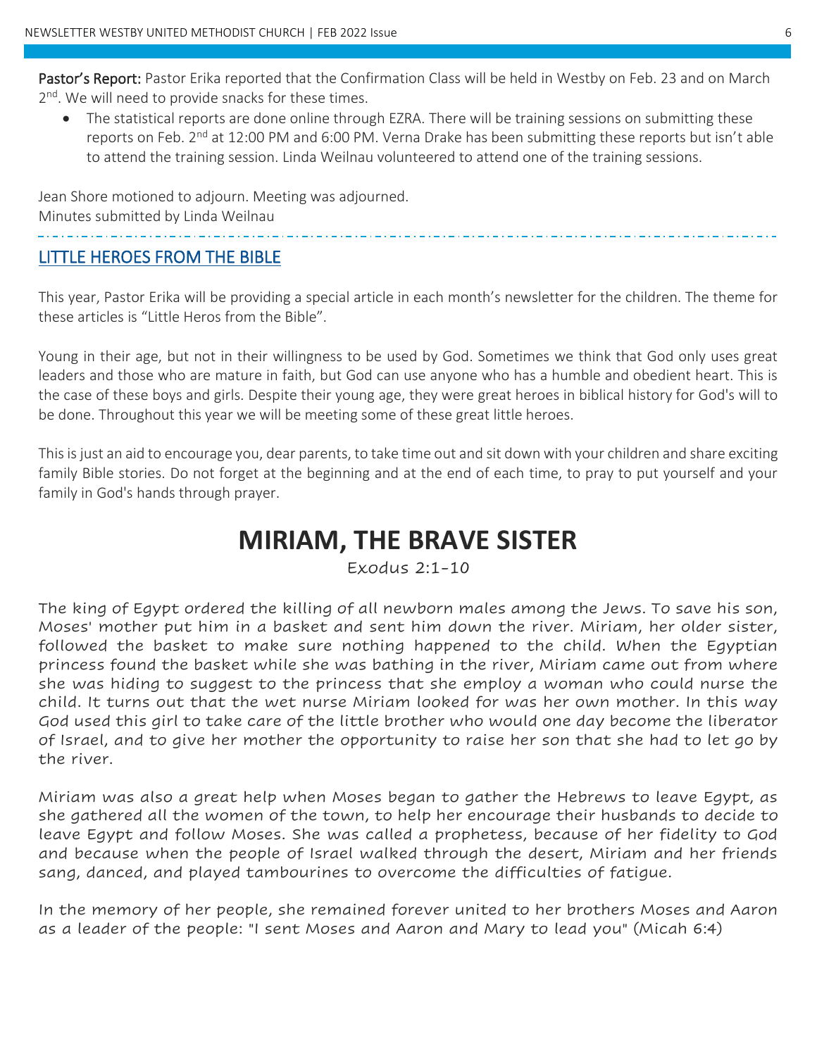**Pastor's Report:** Pastor Erika reported that the Confirmation Class will be held in Westby on Feb. 23 and on March 2nd. We will need to provide snacks for these times.

- The statistical reports are done online through EZRA. There will be training sessions on submitting these reports on Feb. 2nd at 12:00 PM and 6:00 PM. Verna Drake has been submitting these reports but isn't able to attend the training session. Linda Weilnau volunteered to attend one of the training sessions.

Jean Shore motioned to adjourn. Meeting was adjourned.
Minutes submitted by Linda Weilnau

---

## LITTLE HEROES FROM THE BIBLE

This year, Pastor Erika will be providing a special article in each month's newsletter for the children. The theme for these articles is "Little Heros from the Bible".

Young in their age, but not in their willingness to be used by God. Sometimes we think that God only uses great leaders and those who are mature in faith, but God can use anyone who has a humble and obedient heart. This is the case of these boys and girls. Despite their young age, they were great heroes in biblical history for God's will to be done. Throughout this year we will be meeting some of these great little heroes.

This is just an aid to encourage you, dear parents, to take time out and sit down with your children and share exciting family Bible stories. Do not forget at the beginning and at the end of each time, to pray to put yourself and your family in God's hands through prayer.

# MIRIAM, THE BRAVE SISTER

Exodus 2:1-10

The king of Egypt ordered the killing of all newborn males among the Jews. To save his son, Moses' mother put him in a basket and sent him down the river. Miriam, her older sister, followed the basket to make sure nothing happened to the child. When the Egyptian princess found the basket while she was bathing in the river, Miriam came out from where she was hiding to suggest to the princess that she employ a woman who could nurse the child. It turns out that the wet nurse Miriam looked for was her own mother. In this way God used this girl to take care of the little brother who would one day become the liberator of Israel, and to give her mother the opportunity to raise her son that she had to let go by the river.

Miriam was also a great help when Moses began to gather the Hebrews to leave Egypt, as she gathered all the women of the town, to help her encourage their husbands to decide to leave Egypt and follow Moses. She was called a prophetess, because of her fidelity to God and because when the people of Israel walked through the desert, Miriam and her friends sang, danced, and played tambourines to overcome the difficulties of fatigue.

In the memory of her people, she remained forever united to her brothers Moses and Aaron as a leader of the people: "I sent Moses and Aaron and Mary to lead you" (Micah 6:4)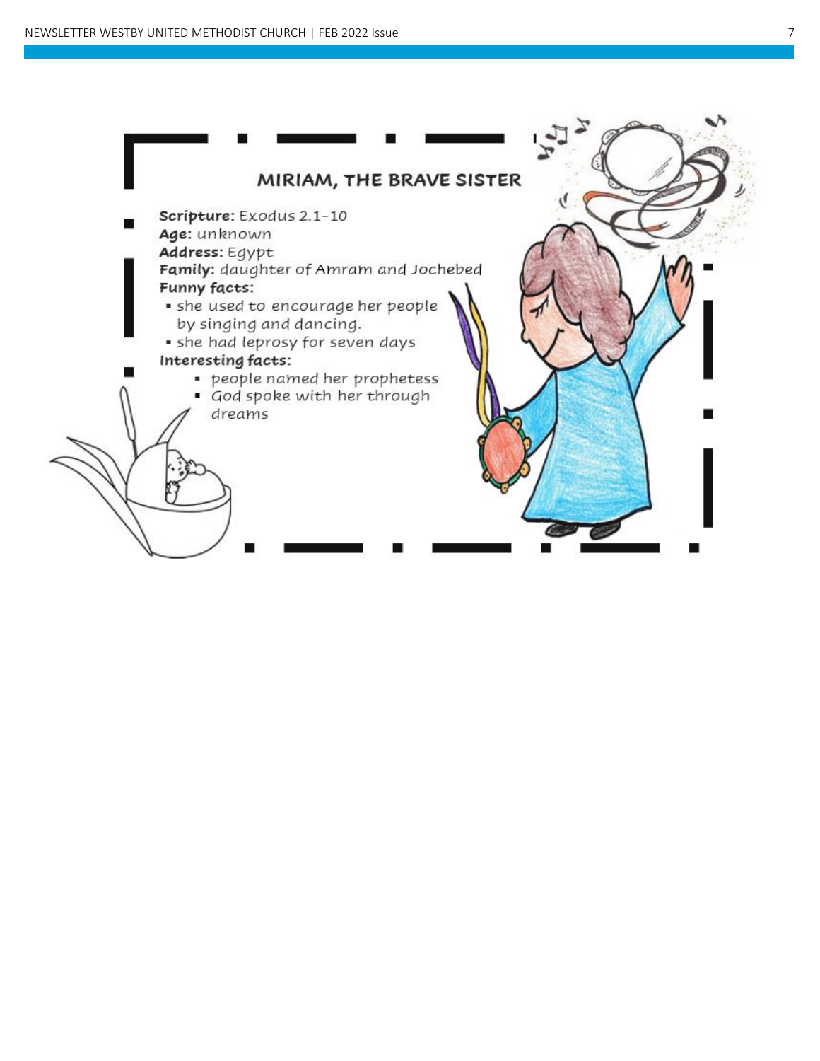## MIRIAM, THE BRAVE SISTER

**Scripture:** Exodus 2.1-10
**Age:** unknown
**Address:** Egypt
**Family:** daughter of Amram and Jochebed
**Funny facts:**

- she used to encourage her people by singing and dancing.
- she had leprosy for seven days

**Interesting facts:**

- people named her prophetess
- God spoke with her through dreams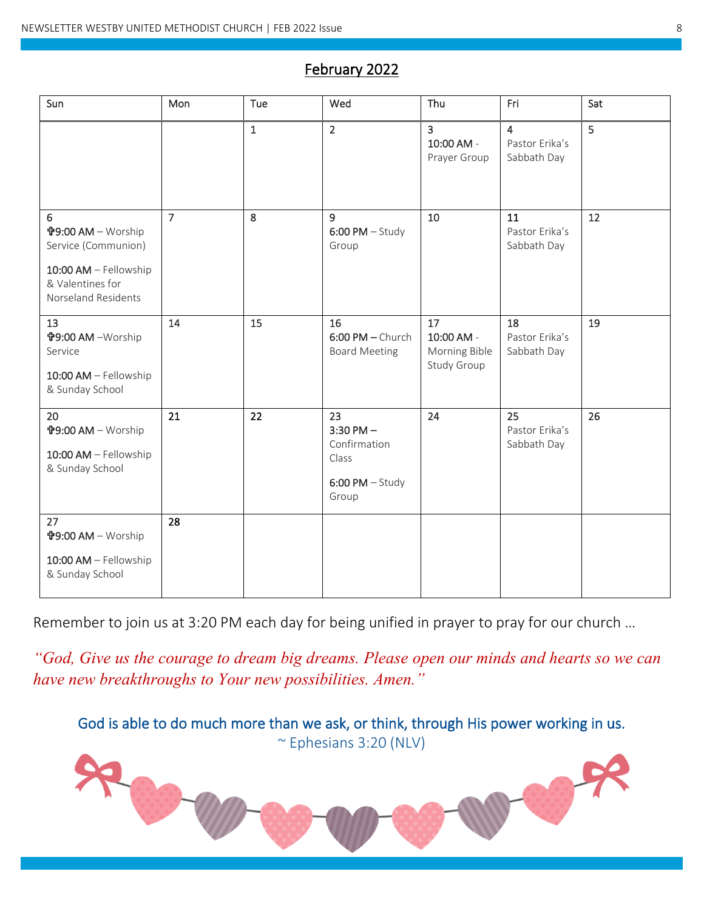## February 2022

| Sun | Mon | Tue | Wed | Thu | Fri | Sat |
|---|---|---|---|---|---|---|
| | | 1 | 2 | 3<br>10:00 AM - Prayer Group | 4<br>Pastor Erika's Sabbath Day | 5 |
| 6<br>✞9:00 AM – Worship Service (Communion)<br>10:00 AM – Fellowship & Valentines for Norseland Residents | 7 | 8 | 9<br>6:00 PM – Study Group | 10 | 11<br>Pastor Erika's Sabbath Day | 12 |
| 13<br>✞9:00 AM –Worship Service<br>10:00 AM – Fellowship & Sunday School | 14 | 15 | 16<br>6:00 PM – Church Board Meeting | 17<br>10:00 AM - Morning Bible Study Group | 18<br>Pastor Erika's Sabbath Day | 19 |
| 20<br>✞9:00 AM – Worship<br>10:00 AM – Fellowship & Sunday School | 21 | 22 | 23<br>3:30 PM – Confirmation Class<br>6:00 PM – Study Group | 24 | 25<br>Pastor Erika's Sabbath Day | 26 |
| 27<br>✞9:00 AM – Worship<br>10:00 AM – Fellowship & Sunday School | 28 | | | | | |

Remember to join us at 3:20 PM each day for being unified in prayer to pray for our church …

*"God, Give us the courage to dream big dreams. Please open our minds and hearts so we can have new breakthroughs to Your new possibilities. Amen."*

God is able to do much more than we ask, or think, through His power working in us.
~ Ephesians 3:20 (NLV)